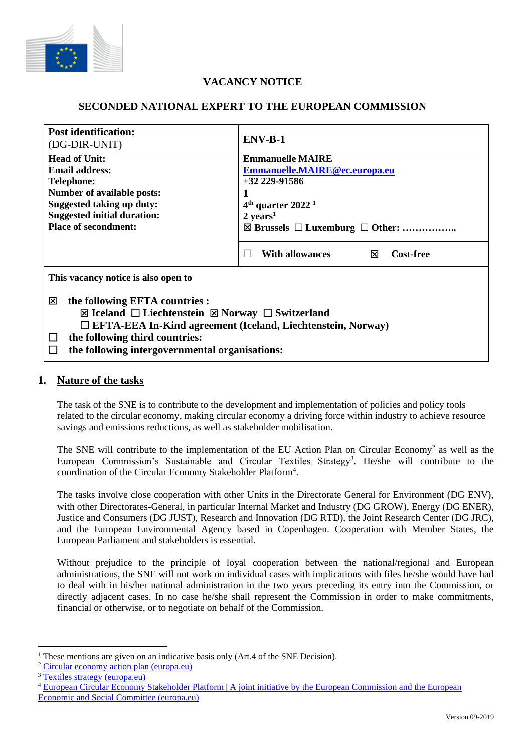# VACANCY NOTICE

## SECONDED NATIONAL EXPERT TO THE EUROPEAN COMMISSION

| **Post identification:** (DG-DIR-UNIT) | **ENV-B-1** |
|---|---|
| **Head of Unit:**<br>**Email address:**<br>**Telephone:**<br>**Number of available posts:**<br>**Suggested taking up duty:**<br>**Suggested initial duration:**<br>**Place of secondment:** | **Emmanuelle MAIRE**<br>**Emmanuelle.MAIRE@ec.europa.eu**<br>**+32 229-91586**<br>**1**<br>**4th quarter 2022** [1]<br>**2 years**[1]<br>☒ **Brussels** ☐ **Luxemburg** ☐ **Other: ……………..** |
| | ☐ **With allowances** ☒ **Cost-free** |

**This vacancy notice is also open to**

☒ **the following EFTA countries :**
 ☒ **Iceland** ☐ **Liechtenstein** ☒ **Norway** ☐ **Switzerland**
 ☐ **EFTA-EEA In-Kind agreement (Iceland, Liechtenstein, Norway)**

☐ **the following third countries:**

☐ **the following intergovernmental organisations:**

## 1. Nature of the tasks

The task of the SNE is to contribute to the development and implementation of policies and policy tools related to the circular economy, making circular economy a driving force within industry to achieve resource savings and emissions reductions, as well as stakeholder mobilisation.

The SNE will contribute to the implementation of the EU Action Plan on Circular Economy[2] as well as the European Commission's Sustainable and Circular Textiles Strategy[3]. He/she will contribute to the coordination of the Circular Economy Stakeholder Platform[4].

The tasks involve close cooperation with other Units in the Directorate General for Environment (DG ENV), with other Directorates-General, in particular Internal Market and Industry (DG GROW), Energy (DG ENER), Justice and Consumers (DG JUST), Research and Innovation (DG RTD), the Joint Research Center (DG JRC), and the European Environmental Agency based in Copenhagen. Cooperation with Member States, the European Parliament and stakeholders is essential.

Without prejudice to the principle of loyal cooperation between the national/regional and European administrations, the SNE will not work on individual cases with implications with files he/she would have had to deal with in his/her national administration in the two years preceding its entry into the Commission, or directly adjacent cases. In no case he/she shall represent the Commission in order to make commitments, financial or otherwise, or to negotiate on behalf of the Commission.

---

[1] These mentions are given on an indicative basis only (Art.4 of the SNE Decision).

[2] Circular economy action plan (europa.eu)

[3] Textiles strategy (europa.eu)

[4] European Circular Economy Stakeholder Platform | A joint initiative by the European Commission and the European Economic and Social Committee (europa.eu)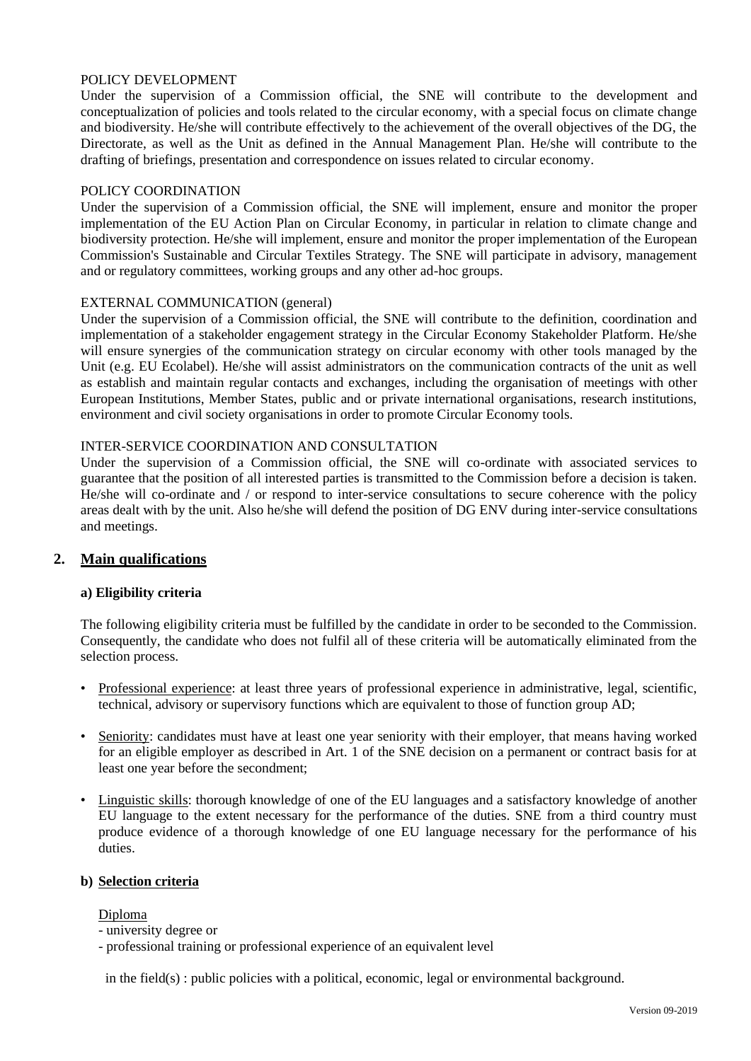POLICY DEVELOPMENT

Under the supervision of a Commission official, the SNE will contribute to the development and conceptualization of policies and tools related to the circular economy, with a special focus on climate change and biodiversity. He/she will contribute effectively to the achievement of the overall objectives of the DG, the Directorate, as well as the Unit as defined in the Annual Management Plan. He/she will contribute to the drafting of briefings, presentation and correspondence on issues related to circular economy.

POLICY COORDINATION

Under the supervision of a Commission official, the SNE will implement, ensure and monitor the proper implementation of the EU Action Plan on Circular Economy, in particular in relation to climate change and biodiversity protection. He/she will implement, ensure and monitor the proper implementation of the European Commission's Sustainable and Circular Textiles Strategy. The SNE will participate in advisory, management and or regulatory committees, working groups and any other ad-hoc groups.

EXTERNAL COMMUNICATION (general)

Under the supervision of a Commission official, the SNE will contribute to the definition, coordination and implementation of a stakeholder engagement strategy in the Circular Economy Stakeholder Platform. He/she will ensure synergies of the communication strategy on circular economy with other tools managed by the Unit (e.g. EU Ecolabel). He/she will assist administrators on the communication contracts of the unit as well as establish and maintain regular contacts and exchanges, including the organisation of meetings with other European Institutions, Member States, public and or private international organisations, research institutions, environment and civil society organisations in order to promote Circular Economy tools.

INTER-SERVICE COORDINATION AND CONSULTATION

Under the supervision of a Commission official, the SNE will co-ordinate with associated services to guarantee that the position of all interested parties is transmitted to the Commission before a decision is taken. He/she will co-ordinate and / or respond to inter-service consultations to secure coherence with the policy areas dealt with by the unit. Also he/she will defend the position of DG ENV during inter-service consultations and meetings.

## 2. Main qualifications

### a) Eligibility criteria

The following eligibility criteria must be fulfilled by the candidate in order to be seconded to the Commission. Consequently, the candidate who does not fulfil all of these criteria will be automatically eliminated from the selection process.

- Professional experience: at least three years of professional experience in administrative, legal, scientific, technical, advisory or supervisory functions which are equivalent to those of function group AD;
- Seniority: candidates must have at least one year seniority with their employer, that means having worked for an eligible employer as described in Art. 1 of the SNE decision on a permanent or contract basis for at least one year before the secondment;
- Linguistic skills: thorough knowledge of one of the EU languages and a satisfactory knowledge of another EU language to the extent necessary for the performance of the duties. SNE from a third country must produce evidence of a thorough knowledge of one EU language necessary for the performance of his duties.

### b) Selection criteria

Diploma

- university degree or
- professional training or professional experience of an equivalent level

in the field(s) : public policies with a political, economic, legal or environmental background.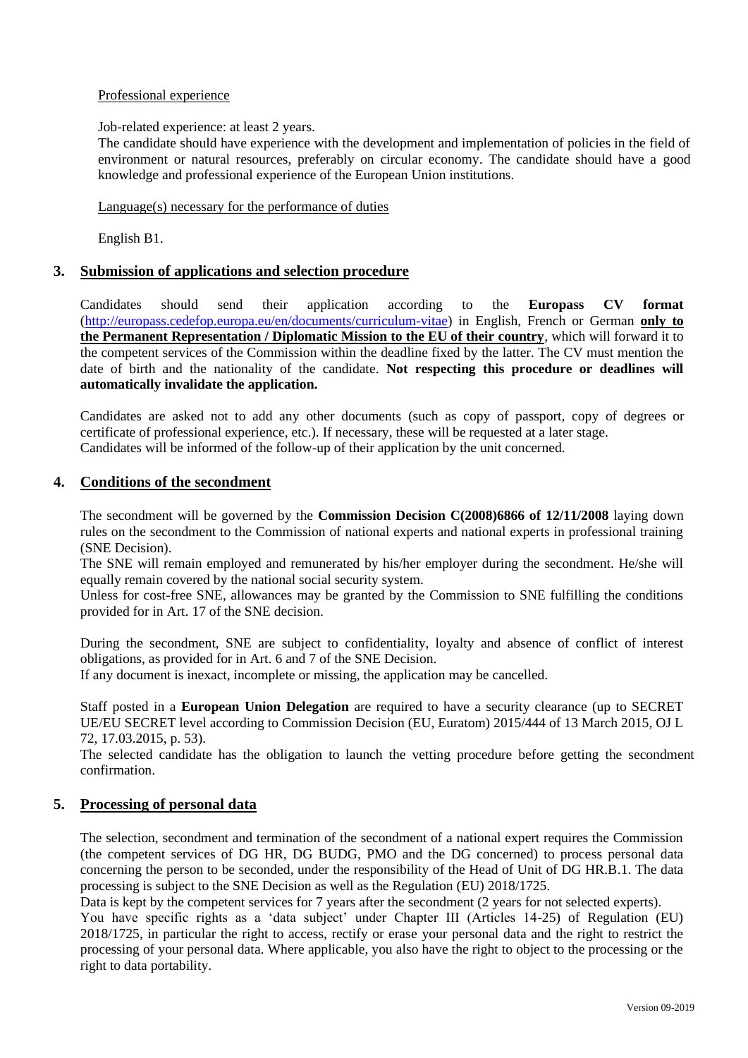Professional experience

Job-related experience: at least 2 years.

The candidate should have experience with the development and implementation of policies in the field of environment or natural resources, preferably on circular economy. The candidate should have a good knowledge and professional experience of the European Union institutions.

Language(s) necessary for the performance of duties

English B1.

## 3. Submission of applications and selection procedure

Candidates should send their application according to the **Europass CV format** (http://europass.cedefop.europa.eu/en/documents/curriculum-vitae) in English, French or German **only to the Permanent Representation / Diplomatic Mission to the EU of their country**, which will forward it to the competent services of the Commission within the deadline fixed by the latter. The CV must mention the date of birth and the nationality of the candidate. **Not respecting this procedure or deadlines will automatically invalidate the application.**

Candidates are asked not to add any other documents (such as copy of passport, copy of degrees or certificate of professional experience, etc.). If necessary, these will be requested at a later stage. Candidates will be informed of the follow-up of their application by the unit concerned.

## 4. Conditions of the secondment

The secondment will be governed by the **Commission Decision C(2008)6866 of 12/11/2008** laying down rules on the secondment to the Commission of national experts and national experts in professional training (SNE Decision).

The SNE will remain employed and remunerated by his/her employer during the secondment. He/she will equally remain covered by the national social security system.

Unless for cost-free SNE, allowances may be granted by the Commission to SNE fulfilling the conditions provided for in Art. 17 of the SNE decision.

During the secondment, SNE are subject to confidentiality, loyalty and absence of conflict of interest obligations, as provided for in Art. 6 and 7 of the SNE Decision.

If any document is inexact, incomplete or missing, the application may be cancelled.

Staff posted in a **European Union Delegation** are required to have a security clearance (up to SECRET UE/EU SECRET level according to Commission Decision (EU, Euratom) 2015/444 of 13 March 2015, OJ L 72, 17.03.2015, p. 53).

The selected candidate has the obligation to launch the vetting procedure before getting the secondment confirmation.

## 5. Processing of personal data

The selection, secondment and termination of the secondment of a national expert requires the Commission (the competent services of DG HR, DG BUDG, PMO and the DG concerned) to process personal data concerning the person to be seconded, under the responsibility of the Head of Unit of DG HR.B.1. The data processing is subject to the SNE Decision as well as the Regulation (EU) 2018/1725.

Data is kept by the competent services for 7 years after the secondment (2 years for not selected experts).

You have specific rights as a 'data subject' under Chapter III (Articles 14-25) of Regulation (EU) 2018/1725, in particular the right to access, rectify or erase your personal data and the right to restrict the processing of your personal data. Where applicable, you also have the right to object to the processing or the right to data portability.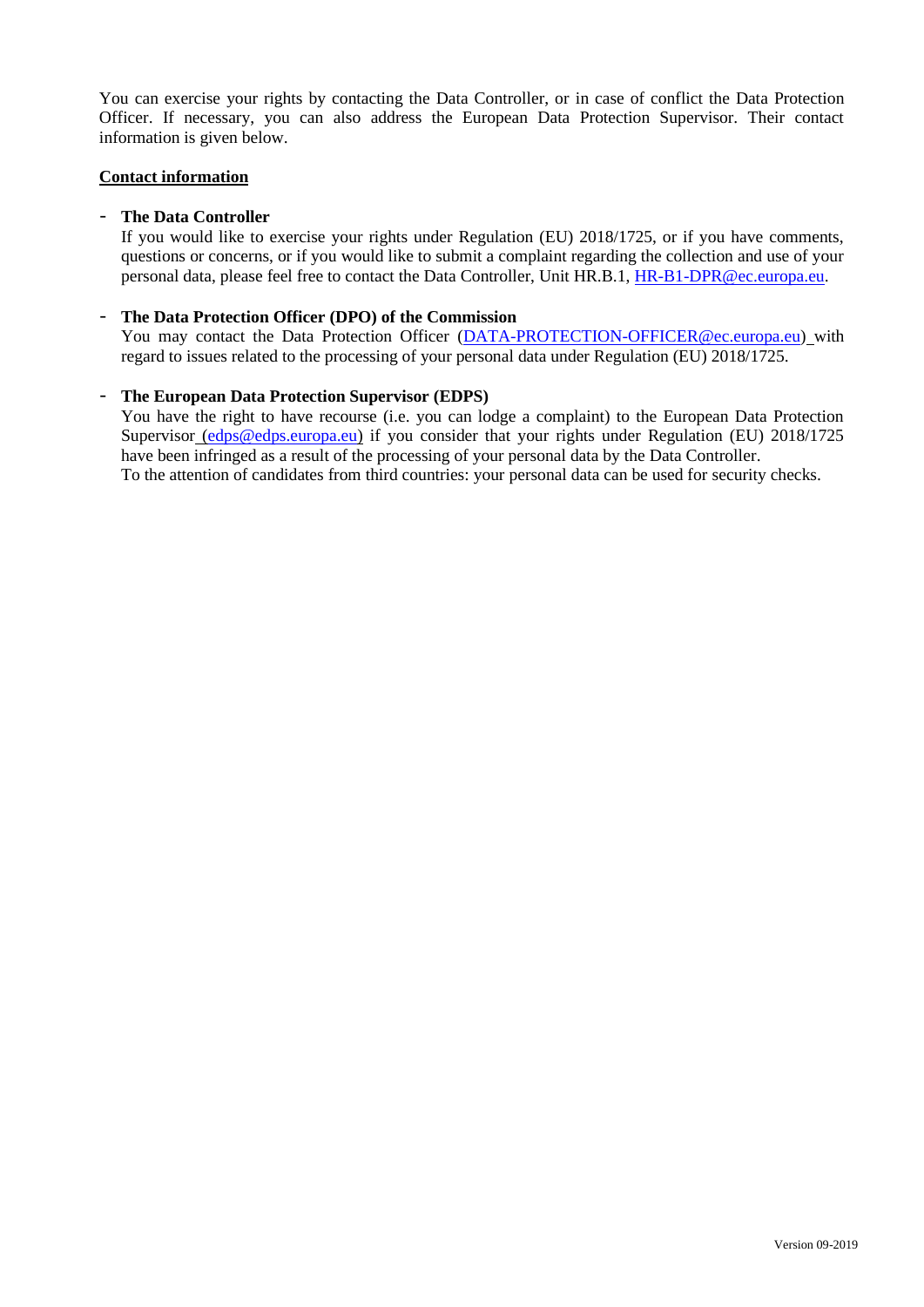You can exercise your rights by contacting the Data Controller, or in case of conflict the Data Protection Officer. If necessary, you can also address the European Data Protection Supervisor. Their contact information is given below.

**<u>Contact information</u>**

- **The Data Controller**
  If you would like to exercise your rights under Regulation (EU) 2018/1725, or if you have comments, questions or concerns, or if you would like to submit a complaint regarding the collection and use of your personal data, please feel free to contact the Data Controller, Unit HR.B.1, HR-B1-DPR@ec.europa.eu.

- **The Data Protection Officer (DPO) of the Commission**
  You may contact the Data Protection Officer (DATA-PROTECTION-OFFICER@ec.europa.eu) with regard to issues related to the processing of your personal data under Regulation (EU) 2018/1725.

- **The European Data Protection Supervisor (EDPS)**
  You have the right to have recourse (i.e. you can lodge a complaint) to the European Data Protection Supervisor (edps@edps.europa.eu) if you consider that your rights under Regulation (EU) 2018/1725 have been infringed as a result of the processing of your personal data by the Data Controller.
  To the attention of candidates from third countries: your personal data can be used for security checks.

Version 09-2019